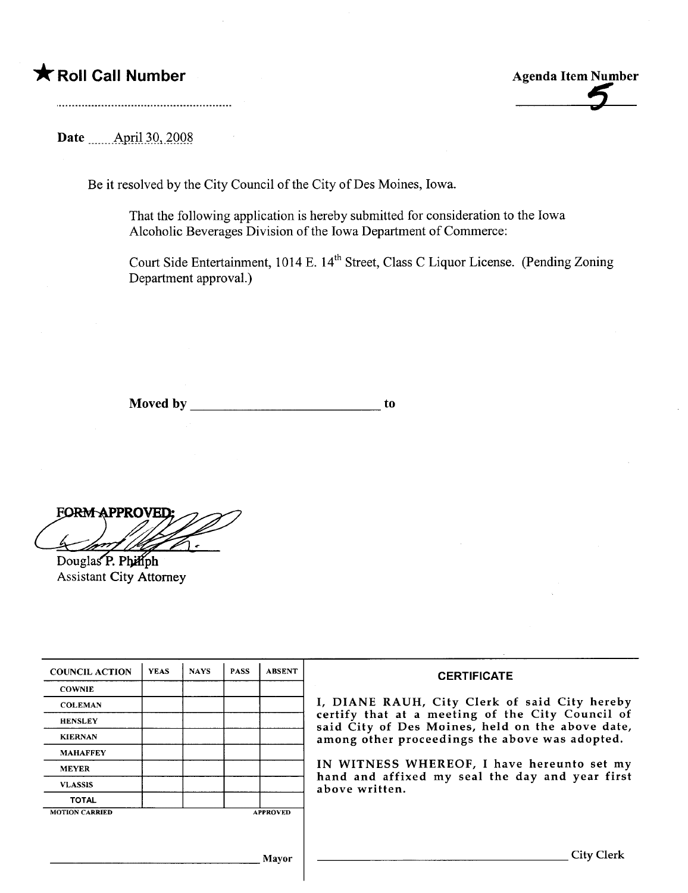★ **Roll Call Number**

..........................................................

**Agenda Item Number**

5

**Date** April 30, 2008

Be it resolved by the City Council of the City of Des Moines, Iowa.

That the following application is hereby submitted for consideration to the Iowa Alcoholic Beverages Division of the Iowa Department of Commerce:

Court Side Entertainment, 1014 E. 14th Street, Class C Liquor License. (Pending Zoning Department approval.)

**Moved by** ______________________________ **to**

FORM APPROVED:

Douglas P. Philiph
Assistant City Attorney

| COUNCIL ACTION | YEAS | NAYS | PASS | ABSENT |
|---|---|---|---|---|
| COWNIE | | | | |
| COLEMAN | | | | |
| HENSLEY | | | | |
| KIERNAN | | | | |
| MAHAFFEY | | | | |
| MEYER | | | | |
| VLASSIS | | | | |
| TOTAL | | | | |
| MOTION CARRIED | | | | APPROVED |

______________________________ Mayor

**CERTIFICATE**

I, DIANE RAUH, City Clerk of said City hereby certify that at a meeting of the City Council of said City of Des Moines, held on the above date, among other proceedings the above was adopted.

IN WITNESS WHEREOF, I have hereunto set my hand and affixed my seal the day and year first above written.

______________________________ City Clerk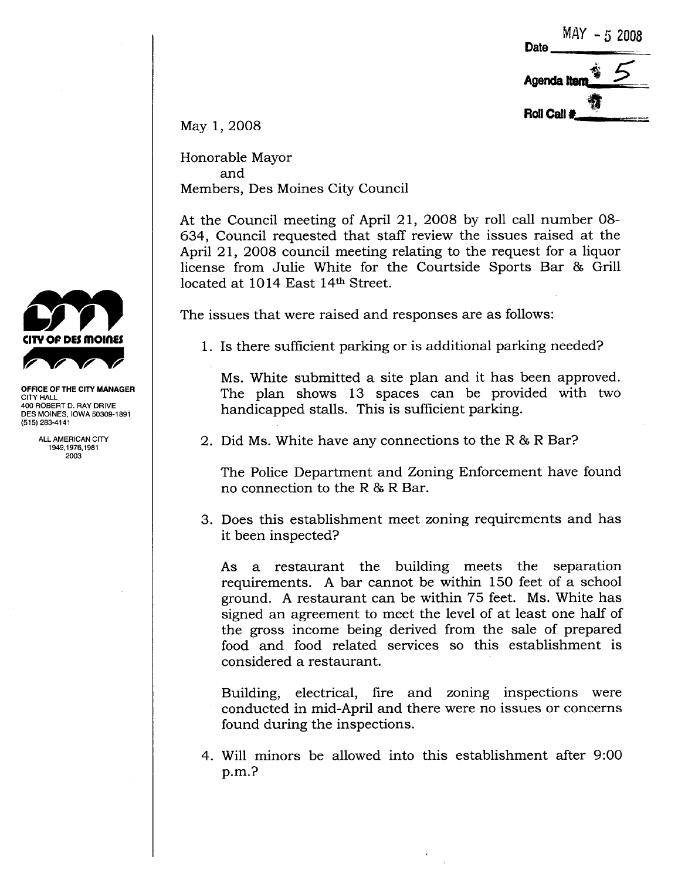Date MAY - 5 2008

Agenda Item 5

Roll Call #

May 1, 2008

**CITY OF DES MOINES**

**OFFICE OF THE CITY MANAGER**
CITY HALL
400 ROBERT D. RAY DRIVE
DES MOINES, IOWA 50309-1891
(515) 283-4141

ALL AMERICAN CITY
1949,1976,1981
2003

Honorable Mayor
and
Members, Des Moines City Council

At the Council meeting of April 21, 2008 by roll call number 08-634, Council requested that staff review the issues raised at the April 21, 2008 council meeting relating to the request for a liquor license from Julie White for the Courtside Sports Bar & Grill located at 1014 East 14th Street.

The issues that were raised and responses are as follows:

1. Is there sufficient parking or is additional parking needed?

   Ms. White submitted a site plan and it has been approved. The plan shows 13 spaces can be provided with two handicapped stalls. This is sufficient parking.

2. Did Ms. White have any connections to the R & R Bar?

   The Police Department and Zoning Enforcement have found no connection to the R & R Bar.

3. Does this establishment meet zoning requirements and has it been inspected?

   As a restaurant the building meets the separation requirements. A bar cannot be within 150 feet of a school ground. A restaurant can be within 75 feet. Ms. White has signed an agreement to meet the level of at least one half of the gross income being derived from the sale of prepared food and food related services so this establishment is considered a restaurant.

   Building, electrical, fire and zoning inspections were conducted in mid-April and there were no issues or concerns found during the inspections.

4. Will minors be allowed into this establishment after 9:00 p.m.?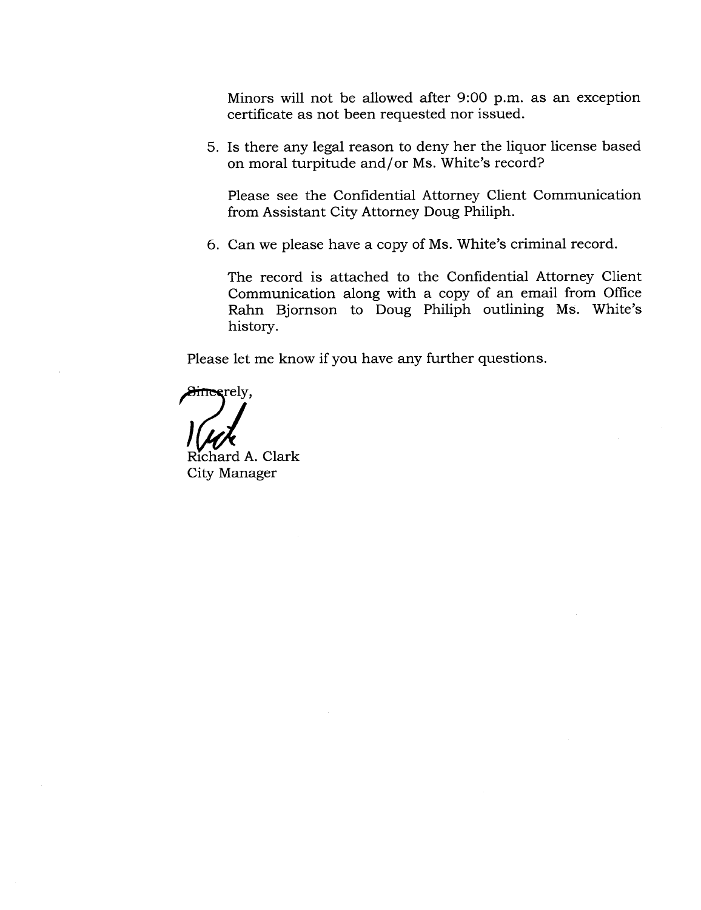Minors will not be allowed after 9:00 p.m. as an exception certificate as not been requested nor issued.

5. Is there any legal reason to deny her the liquor license based on moral turpitude and/or Ms. White's record?

   Please see the Confidential Attorney Client Communication from Assistant City Attorney Doug Philiph.

6. Can we please have a copy of Ms. White's criminal record.

   The record is attached to the Confidential Attorney Client Communication along with a copy of an email from Office Rahn Bjornson to Doug Philiph outlining Ms. White's history.

Please let me know if you have any further questions.

Sincerely,

Richard A. Clark
City Manager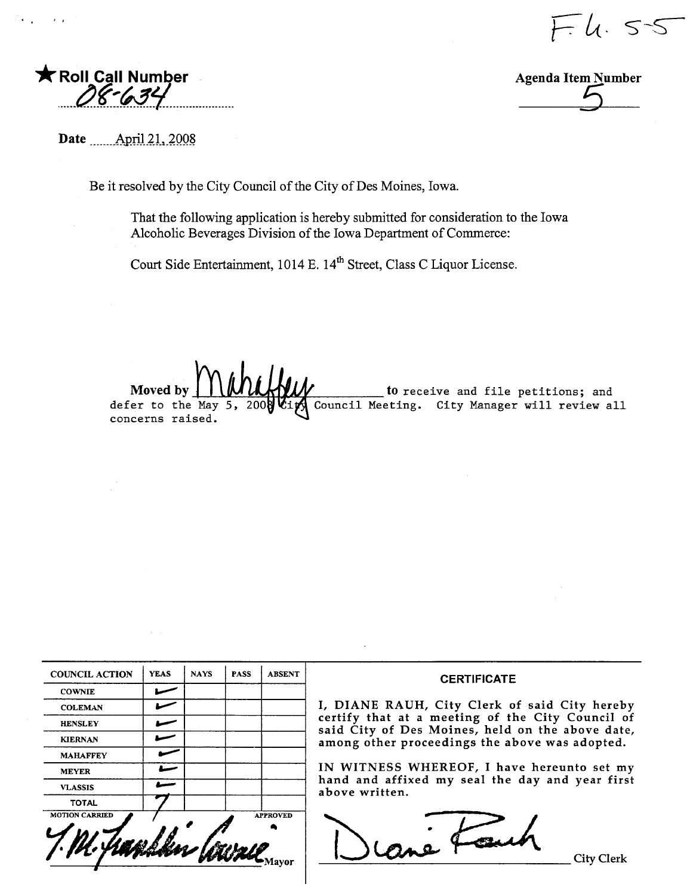F.4.55

★ **Roll Call Number**

08-634

**Agenda Item Number**

5

**Date** April 21, 2008

Be it resolved by the City Council of the City of Des Moines, Iowa.

That the following application is hereby submitted for consideration to the Iowa Alcoholic Beverages Division of the Iowa Department of Commerce:

Court Side Entertainment, 1014 E. 14th Street, Class C Liquor License.

**Moved by** Mahaffey to receive and file petitions; and defer to the May 5, 2008 City Council Meeting. City Manager will review all concerns raised.

| COUNCIL ACTION | YEAS | NAYS | PASS | ABSENT |
|---|---|---|---|---|
| COWNIE | ✓ | | | |
| COLEMAN | ✓ | | | |
| HENSLEY | ✓ | | | |
| KIERNAN | ✓ | | | |
| MAHAFFEY | ✓ | | | |
| MEYER | ✓ | | | |
| VLASSIS | ✓ | | | |
| TOTAL | 7 | | | |

MOTION CARRIED APPROVED

T. M. Franklin Cownie

Mayor

**CERTIFICATE**

I, DIANE RAUH, City Clerk of said City hereby certify that at a meeting of the City Council of said City of Des Moines, held on the above date, among other proceedings the above was adopted.

IN WITNESS WHEREOF, I have hereunto set my hand and affixed my seal the day and year first above written.

Diane Rauh

City Clerk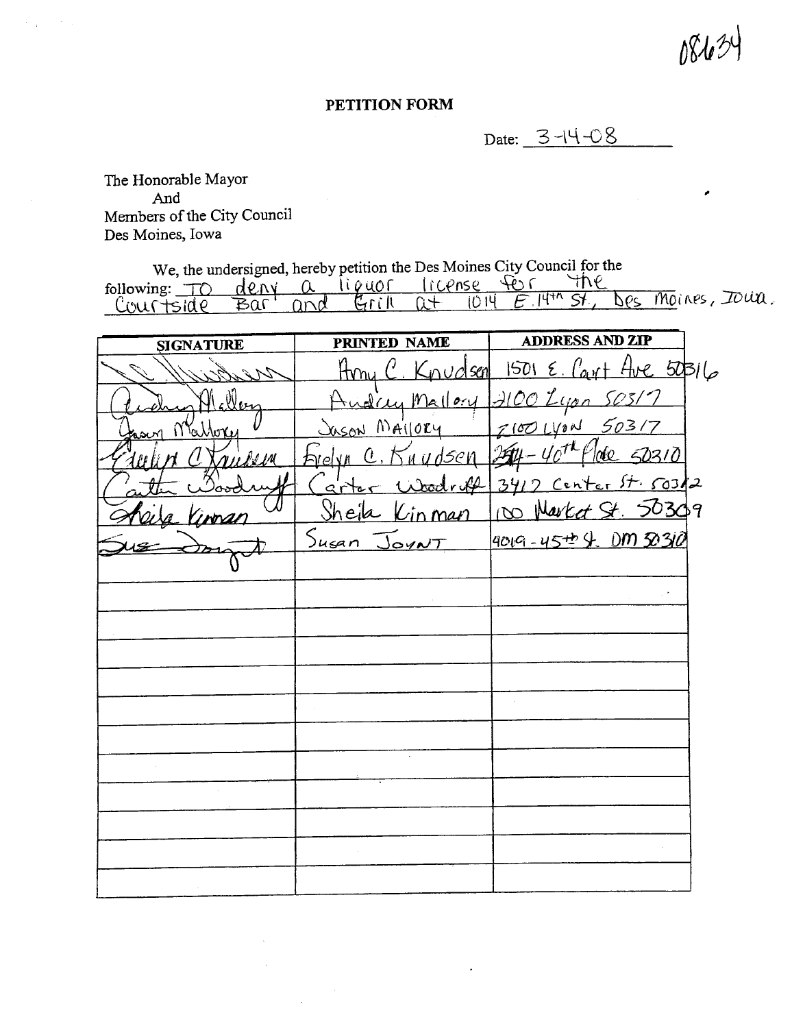08634

**PETITION FORM**

Date: 3-14-08

The Honorable Mayor
And
Members of the City Council
Des Moines, Iowa

We, the undersigned, hereby petition the Des Moines City Council for the following: TO deny a liquor license for the Courtside Bar and Grill at 1014 E. 14th St, Des Moines, Iowa.

| SIGNATURE | PRINTED NAME | ADDRESS AND ZIP |
|---|---|---|
| (signature) | Amy C. Knudsen | 1501 E. Court Ave 50316 |
| (signature) | Audrey Mallory | 2100 Lyon 50317 |
| (signature) | Jason Mallory | 2100 Lyon 50317 |
| (signature) | Evelyn C. Knudsen | 2514 - 40th Place 50310 |
| (signature) | Carter Woodruff | 3417 Center St. 50312 |
| (signature) | Sheila Kinman | 100 Market St. 50309 |
| (signature) | Susan Joynt | 4019 - 45th St. DM 50310 |
| | | |
| | | |
| | | |
| | | |
| | | |
| | | |
| | | |
| | | |
| | | |
| | | |
| | | |
| | | |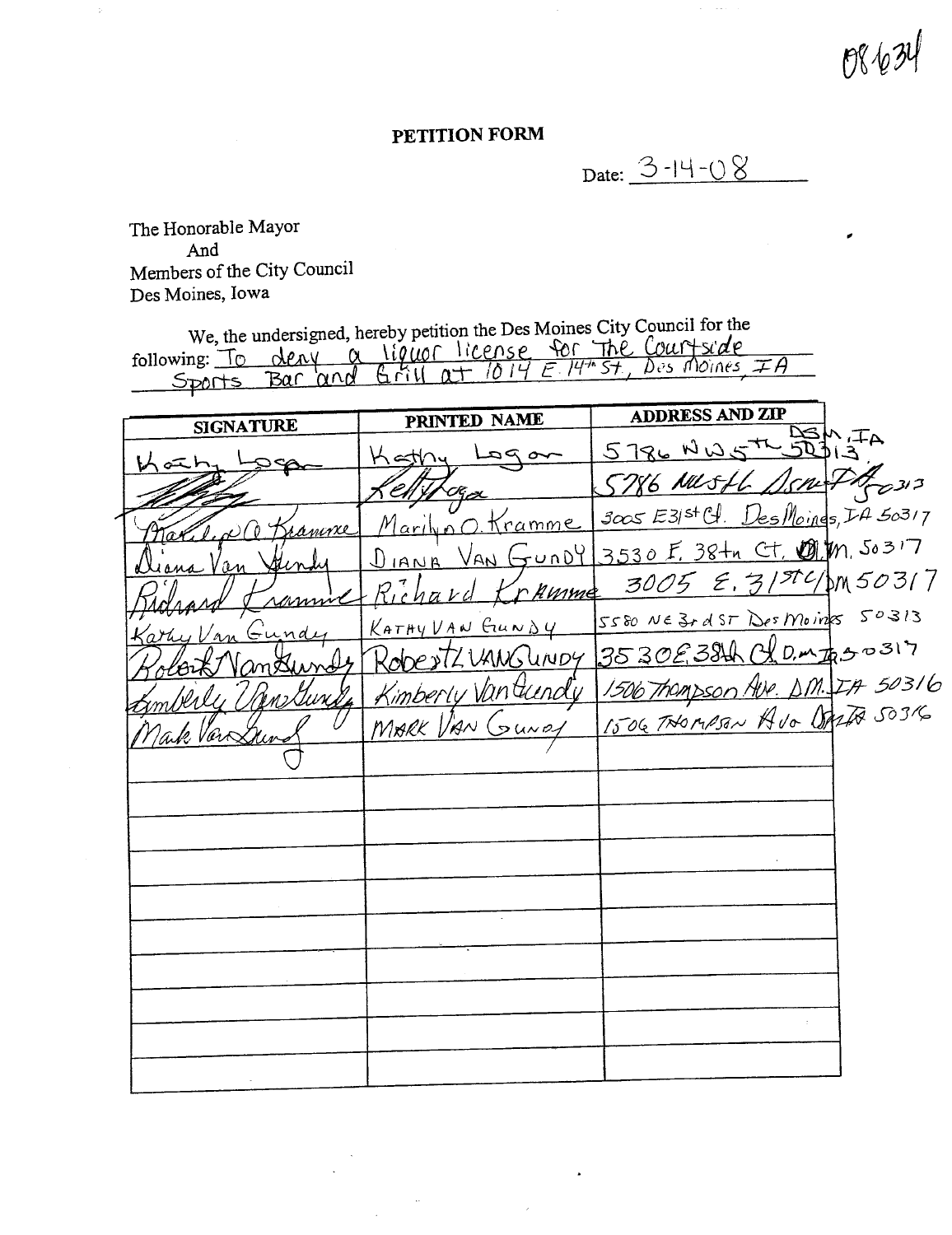08634

# PETITION FORM

Date: 3-14-08

The Honorable Mayor
And
Members of the City Council
Des Moines, Iowa

We, the undersigned, hereby petition the Des Moines City Council for the following: To deny a liquor license for The Courtside Sports Bar and Grill at 1014 E. 14th St, Des Moines, IA

| SIGNATURE | PRINTED NAME | ADDRESS AND ZIP |
|---|---|---|
| Kathy Logan | Kathy Logan | 5786 NW 5th DSM, IA 50313 |
| (signature) | Kelly Logan | 5786 NW 5th DSM IA 50313 |
| Marilyn O. Kramme | Marilyn O. Kramme | 3005 E 31st Ct. Des Moines, IA 50317 |
| Diana Van Gundy | DIANA VAN GUNDY | 3530 E. 38th Ct. DM. 50317 |
| Richard Kramme | Richard Kramme | 3005 E. 31st Ct DM 50317 |
| Kathy Van Gundy | KATHY VAN GUNDY | 5580 NE 3rd ST Des Moines 50313 |
| Robert VanGundy | Robert L VANGUNDY | 3530 E 38th Ct D.M IA 50317 |
| Kimberly VanGundy | Kimberly VanGundy | 1506 Thompson Ave. DM. IA 50316 |
| Mark VanGundy | MARK VAN GUNDY | 1506 THOMPSON Ave DM IA 50316 |
| | | |
| | | |
| | | |
| | | |
| | | |
| | | |
| | | |
| | | |
| | | |
| | | |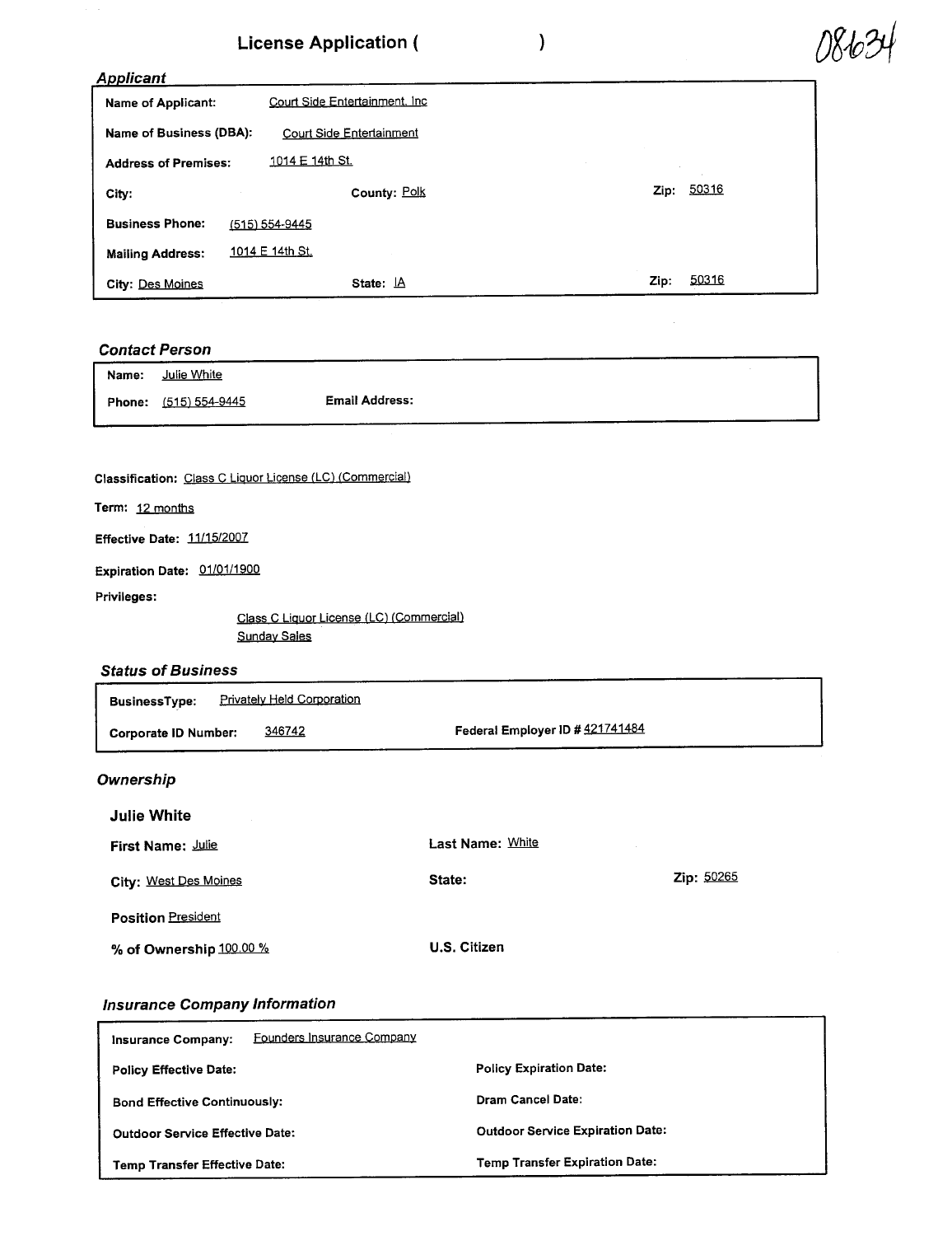# License Application (                    )

08634

## *Applicant*

**Name of Applicant:** Court Side Entertainment, Inc

**Name of Business (DBA):** Court Side Entertainment

**Address of Premises:** 1014 E 14th St.

**City:**  **County:** Polk  **Zip:** 50316

**Business Phone:** (515) 554-9445

**Mailing Address:** 1014 E 14th St.

**City:** Des Moines  **State:** IA  **Zip:** 50316

## *Contact Person*

**Name:** Julie White

**Phone:** (515) 554-9445  **Email Address:**

**Classification:** Class C Liquor License (LC) (Commercial)

**Term:** 12 months

**Effective Date:** 11/15/2007

**Expiration Date:** 01/01/1900

**Privileges:**

Class C Liquor License (LC) (Commercial)
Sunday Sales

## *Status of Business*

**BusinessType:** Privately Held Corporation

**Corporate ID Number:** 346742  **Federal Employer ID #** 421741484

## *Ownership*

### Julie White

**First Name:** Julie  **Last Name:** White

**City:** West Des Moines  **State:**  **Zip:** 50265

**Position** President

**% of Ownership** 100.00 %  **U.S. Citizen**

## *Insurance Company Information*

**Insurance Company:** Founders Insurance Company

**Policy Effective Date:**  **Policy Expiration Date:**

**Bond Effective Continuously:**  **Dram Cancel Date:**

**Outdoor Service Effective Date:**  **Outdoor Service Expiration Date:**

**Temp Transfer Effective Date:**  **Temp Transfer Expiration Date:**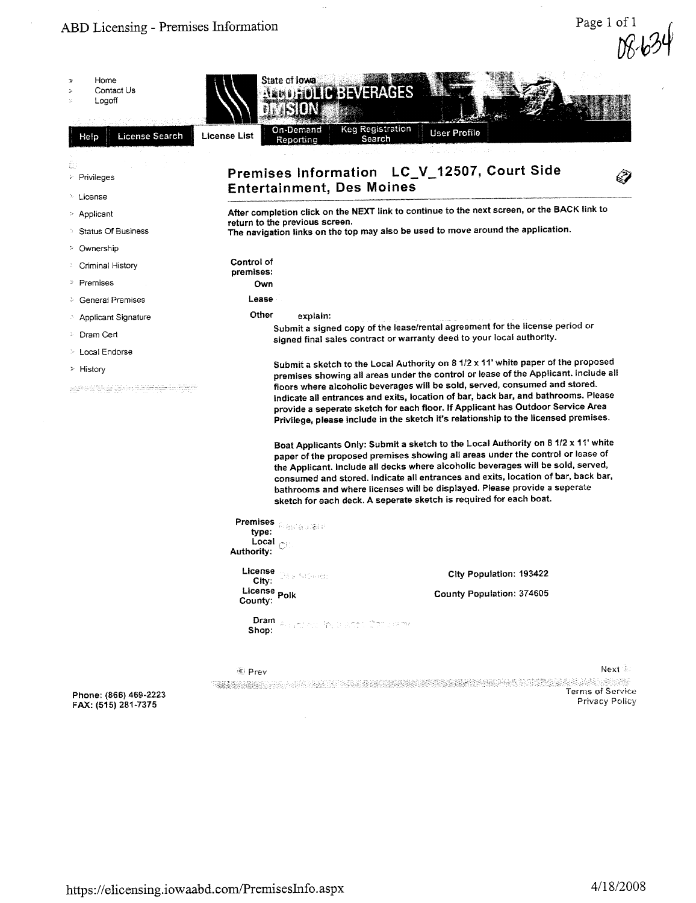ABD Licensing - Premises Information

08-634

- Home
- Contact Us
- Logoff

State of Iowa ALCOHOLIC BEVERAGES DIVISION

Help | License Search | License List | On-Demand Reporting | Keg Registration Search | User Profile

- Privileges
- License
- Applicant
- Status Of Business
- Ownership
- Criminal History
- Premises
- General Premises
- Applicant Signature
- Dram Cert
- Local Endorse
- History

## Premises Information LC_V_12507, Court Side Entertainment, Des Moines

**After completion click on the NEXT link to continue to the next screen, or the BACK link to return to the previous screen.**
**The navigation links on the top may also be used to move around the application.**

**Control of premises:**
**Own**
**Lease**
**Other** explain:

**Submit a signed copy of the lease/rental agreement for the license period or signed final sales contract or warranty deed to your local authority.**

**Submit a sketch to the Local Authority on 8 1/2 x 11' white paper of the proposed premises showing all areas under the control or lease of the Applicant. Include all floors where alcoholic beverages will be sold, served, consumed and stored. Indicate all entrances and exits, location of bar, back bar, and bathrooms. Please provide a seperate sketch for each floor. If Applicant has Outdoor Service Area Privilege, please include in the sketch it's relationship to the licensed premises.**

**Boat Applicants Only: Submit a sketch to the Local Authority on 8 1/2 x 11' white paper of the proposed premises showing all areas under the control or lease of the Applicant. Include all decks where alcoholic beverages will be sold, served, consumed and stored. Indicate all entrances and exits, location of bar, back bar, bathrooms and where licenses will be displayed. Please provide a seperate sketch for each deck. A seperate sketch is required for each boat.**

**Premises type:** Restaurant
**Local Authority:** City

**License City:** Des Moines
**License County:** Polk

**City Population:** 193422
**County Population:** 374605

**Dram Shop:**

Prev | Next

Phone: (866) 469-2223
FAX: (515) 281-7375

Terms of Service
Privacy Policy

https://elicensing.iowaabd.com/PremisesInfo.aspx 4/18/2008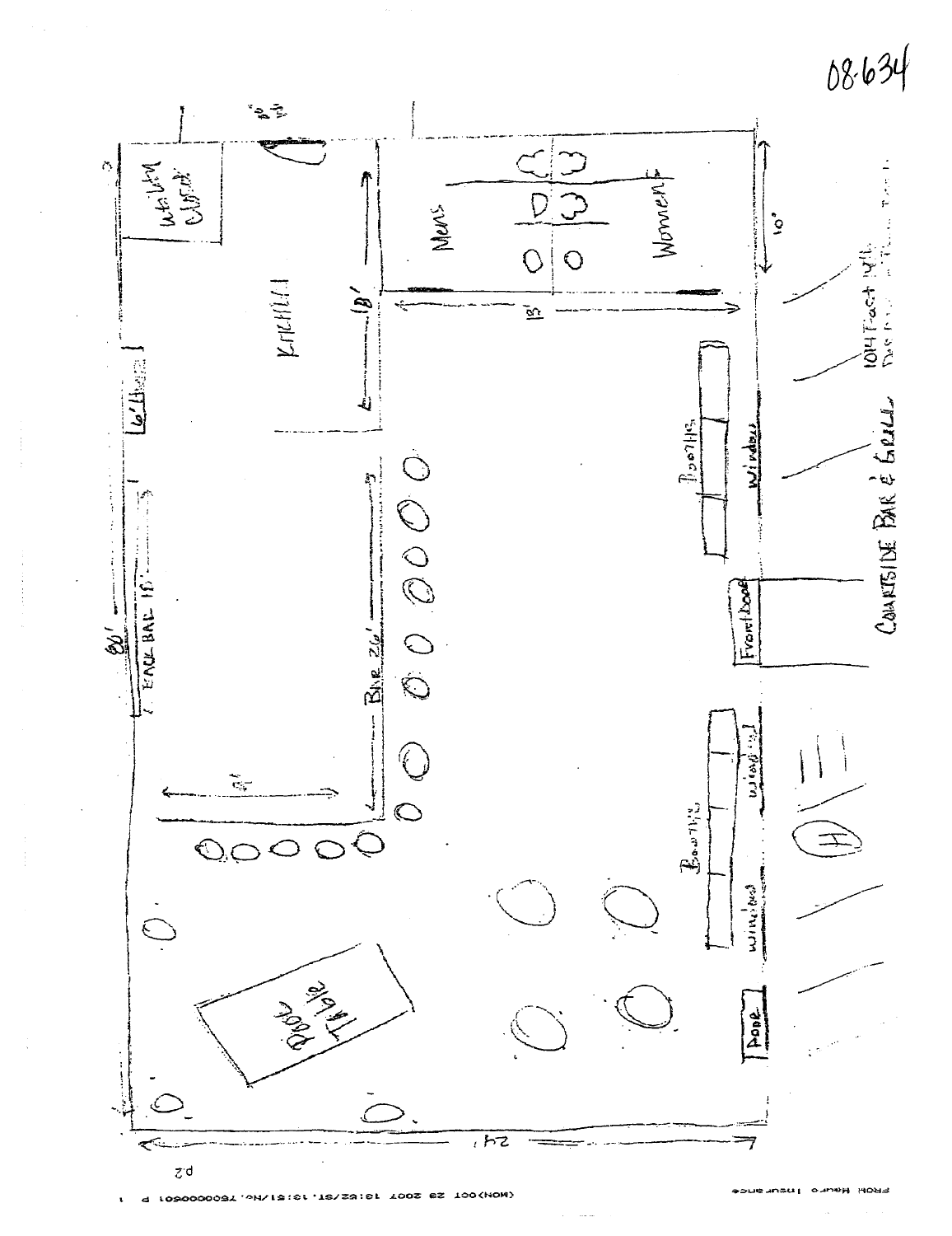08-634

Utility Closet

Kitchen

18'

Mens

Women

10'

13'

6' Hood

BACK BAR 15'

80'

BAR 26'

9'

Booths

Windows

Front Door

COURTSIDE BAR & GRILL

1014 East ...

Booths

windows

windows

Door

Pool Table

24'

FROM Mauro Insurance

(MON)OCT 29 2007 13:52/ST. 13:51/No. 7500000501 P 2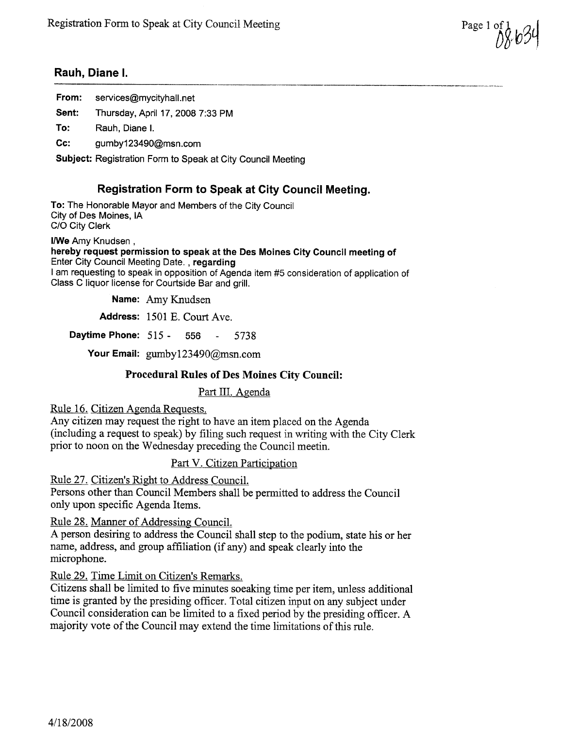## Registration Form to Speak at City Council Meeting

08-634

**Rauh, Diane I.**

**From:** services@mycityhall.net

**Sent:** Thursday, April 17, 2008 7:33 PM

**To:** Rauh, Diane I.

**Cc:** gumby123490@msn.com

**Subject:** Registration Form to Speak at City Council Meeting

### Registration Form to Speak at City Council Meeting.

**To:** The Honorable Mayor and Members of the City Council
City of Des Moines, IA
C/O City Clerk

**I/We** Amy Knudsen ,
**hereby request permission to speak at the Des Moines City Council meeting of**
Enter City Council Meeting Date. , **regarding**
I am requesting to speak in opposition of Agenda item #5 consideration of application of Class C liquor license for Courtside Bar and grill.

**Name:** Amy Knudsen

**Address:** 1501 E. Court Ave.

**Daytime Phone:** 515 - 556 - 5738

**Your Email:** gumby123490@msn.com

### Procedural Rules of Des Moines City Council:

Part III. Agenda

Rule 16. Citizen Agenda Requests.
Any citizen may request the right to have an item placed on the Agenda (including a request to speak) by filing such request in writing with the City Clerk prior to noon on the Wednesday preceding the Council meetin.

Part V. Citizen Participation

Rule 27. Citizen's Right to Address Council.
Persons other than Council Members shall be permitted to address the Council only upon specific Agenda Items.

Rule 28. Manner of Addressing Council.
A person desiring to address the Council shall step to the podium, state his or her name, address, and group affiliation (if any) and speak clearly into the microphone.

Rule 29. Time Limit on Citizen's Remarks.
Citizens shall be limited to five minutes soeaking time per item, unless additional time is granted by the presiding officer. Total citizen input on any subject under Council consideration can be limited to a fixed period by the presiding officer. A majority vote of the Council may extend the time limitations of this rule.

4/18/2008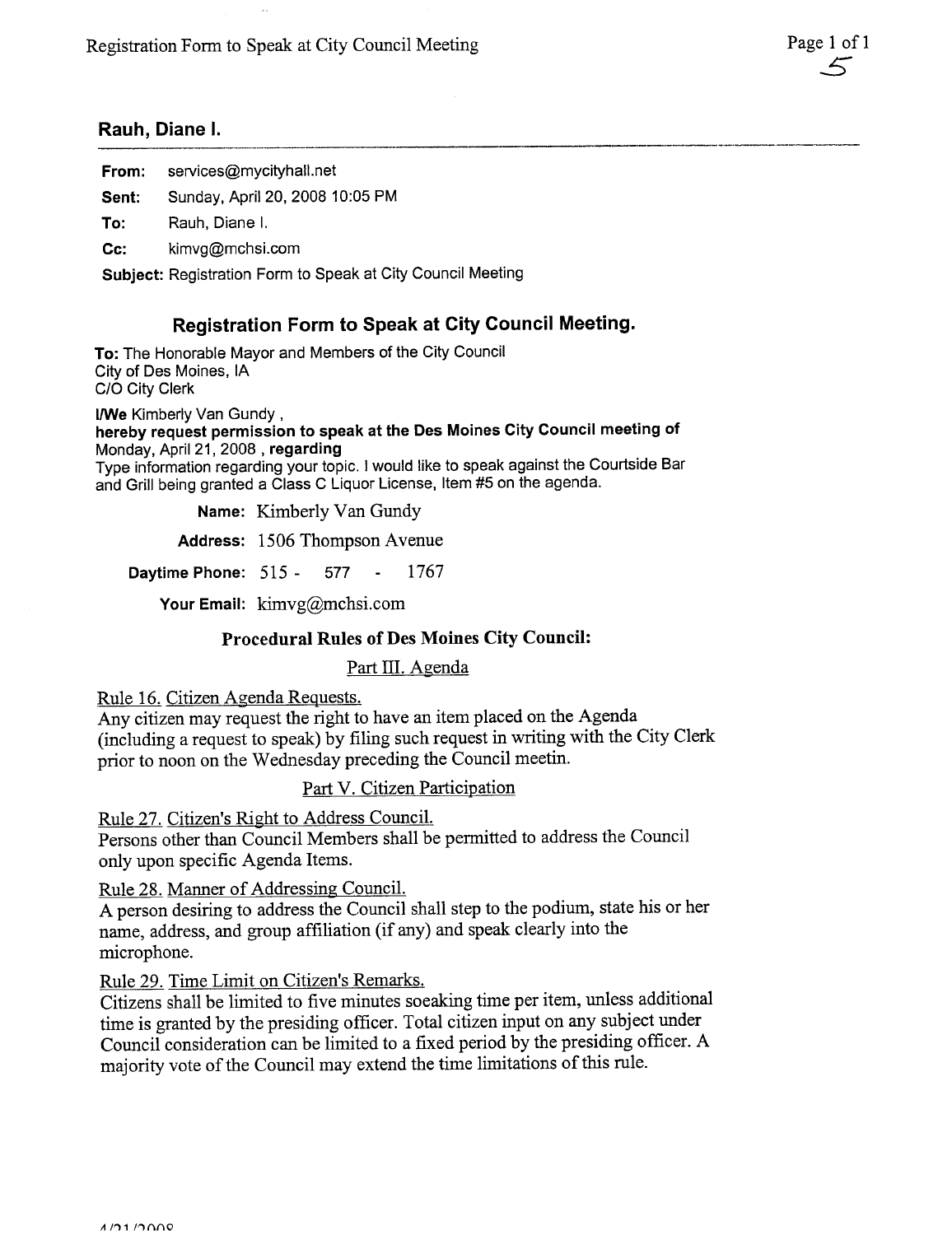## Rauh, Diane I.

**From:** services@mycityhall.net

**Sent:** Sunday, April 20, 2008 10:05 PM

**To:** Rauh, Diane I.

**Cc:** kimvg@mchsi.com

**Subject:** Registration Form to Speak at City Council Meeting

### Registration Form to Speak at City Council Meeting.

**To:** The Honorable Mayor and Members of the City Council
City of Des Moines, IA
C/O City Clerk

**I/We** Kimberly Van Gundy ,
**hereby request permission to speak at the Des Moines City Council meeting of** Monday, April 21, 2008 , **regarding**
Type information regarding your topic. I would like to speak against the Courtside Bar and Grill being granted a Class C Liquor License, Item #5 on the agenda.

**Name:** Kimberly Van Gundy

**Address:** 1506 Thompson Avenue

**Daytime Phone:** 515 - 577 - 1767

**Your Email:** kimvg@mchsi.com

### Procedural Rules of Des Moines City Council:

Part III. Agenda

Rule 16. Citizen Agenda Requests.
Any citizen may request the right to have an item placed on the Agenda (including a request to speak) by filing such request in writing with the City Clerk prior to noon on the Wednesday preceding the Council meetin.

Part V. Citizen Participation

Rule 27. Citizen's Right to Address Council.
Persons other than Council Members shall be permitted to address the Council only upon specific Agenda Items.

Rule 28. Manner of Addressing Council.
A person desiring to address the Council shall step to the podium, state his or her name, address, and group affiliation (if any) and speak clearly into the microphone.

Rule 29. Time Limit on Citizen's Remarks.
Citizens shall be limited to five minutes soeaking time per item, unless additional time is granted by the presiding officer. Total citizen input on any subject under Council consideration can be limited to a fixed period by the presiding officer. A majority vote of the Council may extend the time limitations of this rule.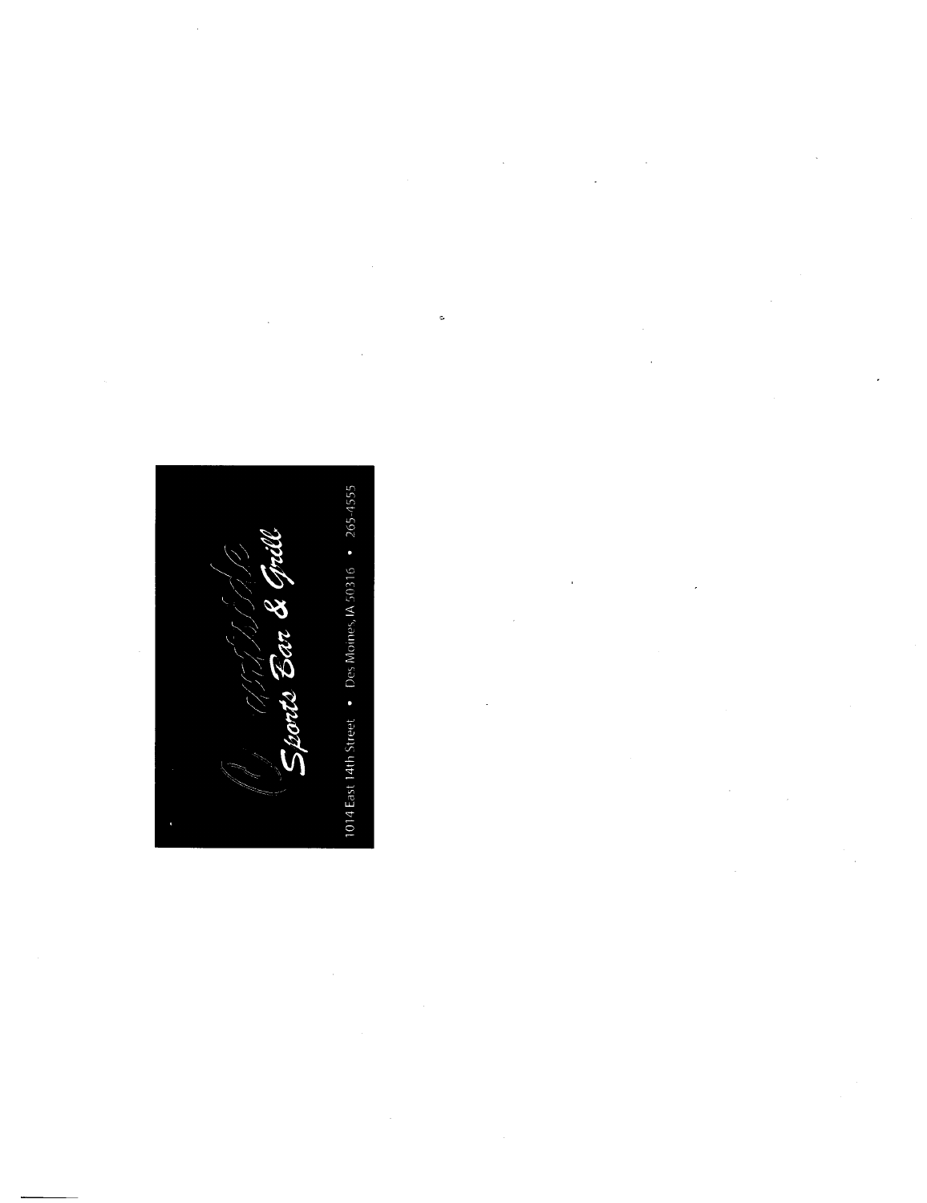# Sports Bar & Grill

1014 East 14th Street • Des Moines, IA 50316 • 265-4555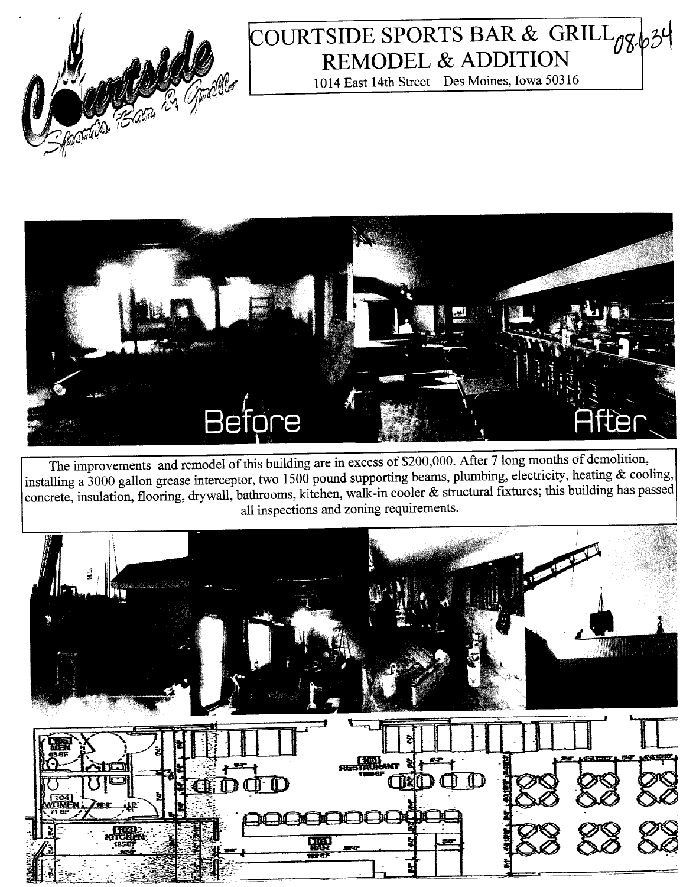# COURTSIDE SPORTS BAR & GRILL REMODEL & ADDITION

08-634

1014 East 14th Street Des Moines, Iowa 50316

Before

After

The improvements and remodel of this building are in excess of $200,000. After 7 long months of demolition, installing a 3000 gallon grease interceptor, two 1500 pound supporting beams, plumbing, electricity, heating & cooling, concrete, insulation, flooring, drywall, bathrooms, kitchen, walk-in cooler & structural fixtures; this building has passed all inspections and zoning requirements.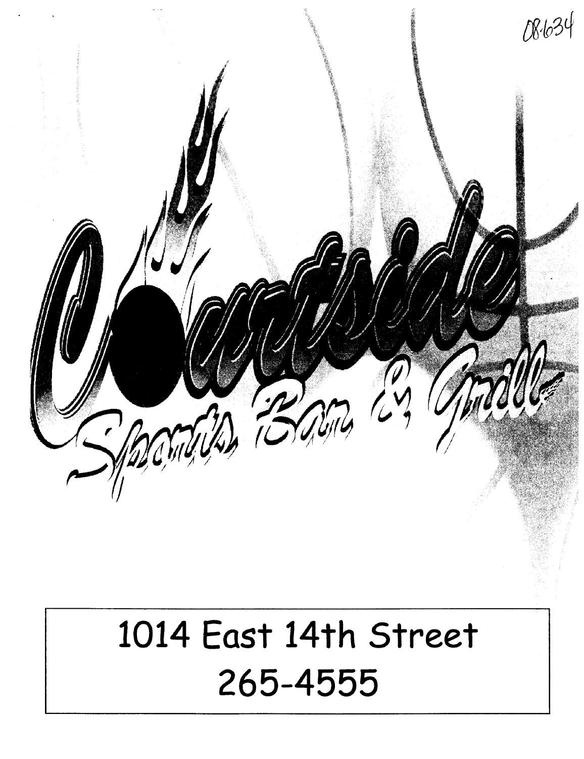08634

# Courtside

## Sports Bar & Grill

1014 East 14th Street

265-4555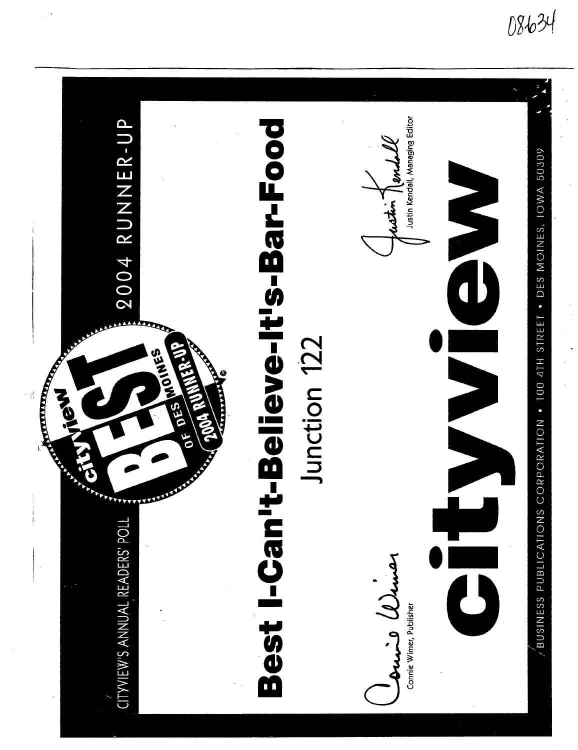08634

CITYVIEW'S ANNUAL READERS' POLL

cityview BEST OF DES MOINES 2004 RUNNER-UP

2004 RUNNER-UP

# Best I-Can't-Believe-It's-Bar-Food

Junction 122

Connie Wimer, Publisher

Justin Kendall, Managing Editor

# cityview

BUSINESS PUBLICATIONS CORPORATION • 100 4TH STREET • DES MOINES, IOWA 50309